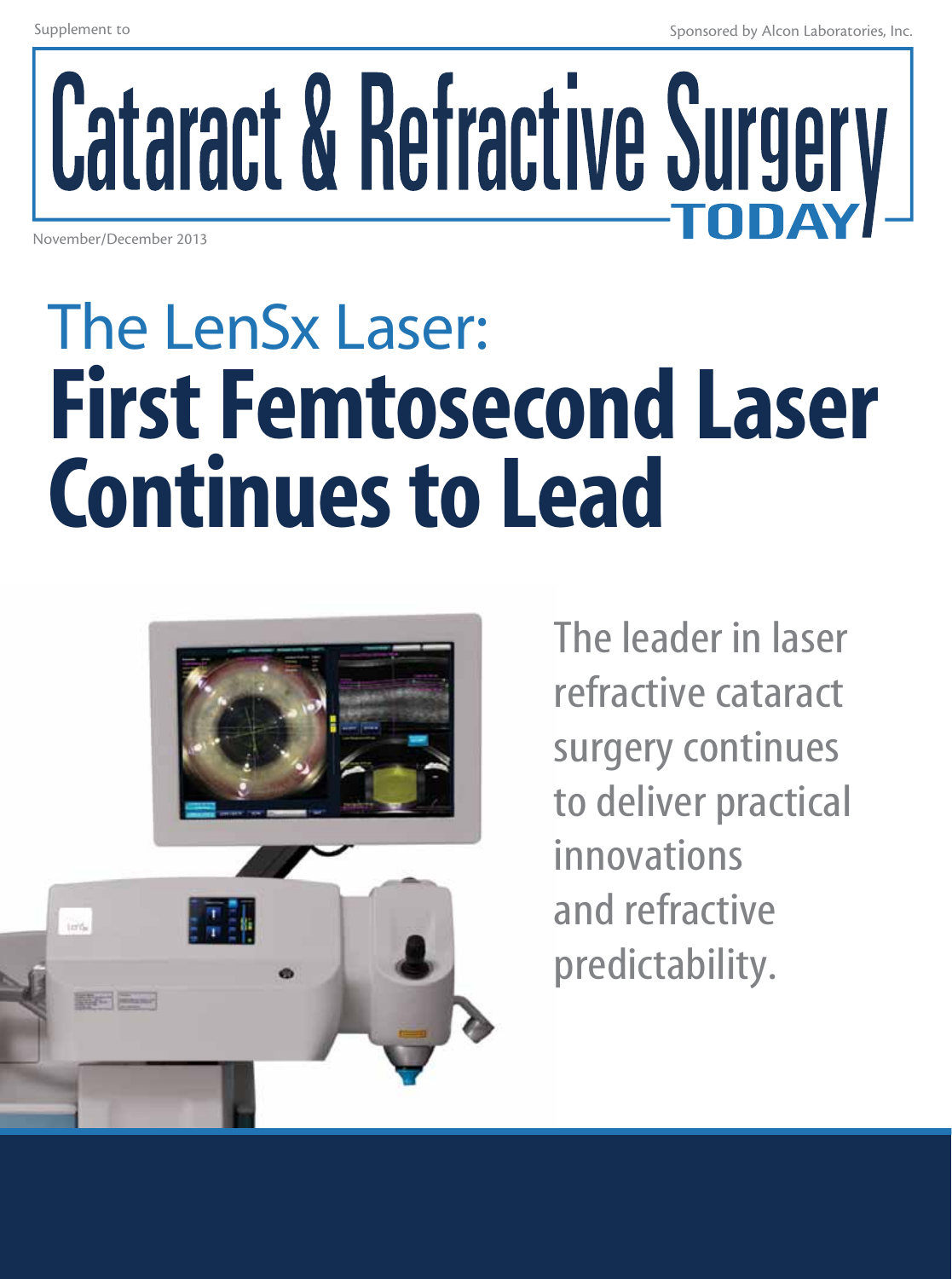Supplement to

Sponsored by Alcon Laboratories, Inc.

# Cataract & Refractive Surgery TODAY

November/December 2013

# The LenSx Laser: First Femtosecond Laser Continues to Lead

The leader in laser refractive cataract surgery continues to deliver practical innovations and refractive predictability.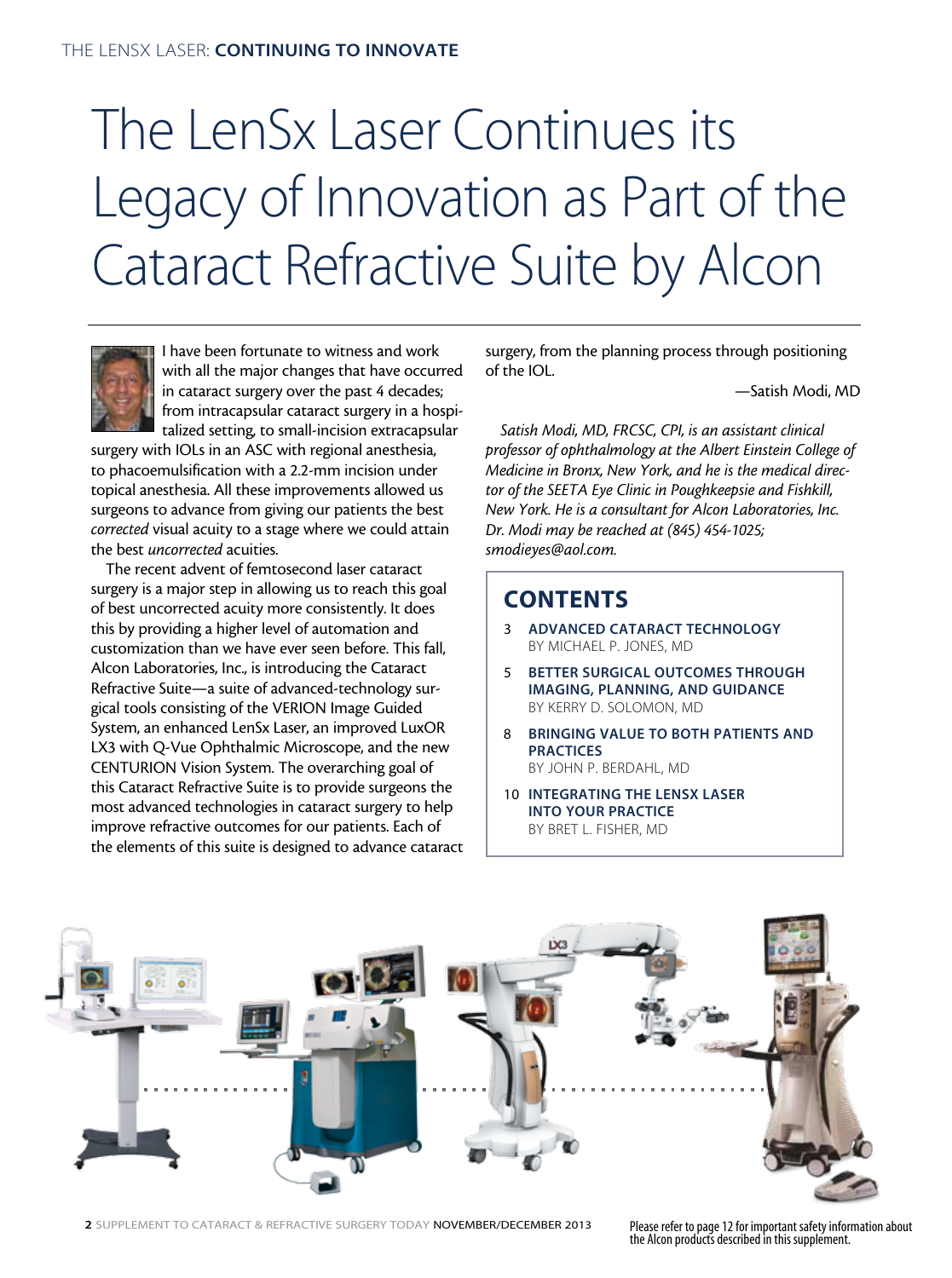# The LenSx Laser Continues its Legacy of Innovation as Part of the Cataract Refractive Suite by Alcon

I have been fortunate to witness and work with all the major changes that have occurred in cataract surgery over the past 4 decades; from intracapsular cataract surgery in a hospitalized setting, to small-incision extracapsular surgery with IOLs in an ASC with regional anesthesia, to phacoemulsification with a 2.2-mm incision under topical anesthesia. All these improvements allowed us surgeons to advance from giving our patients the best *corrected* visual acuity to a stage where we could attain the best *uncorrected* acuities.

The recent advent of femtosecond laser cataract surgery is a major step in allowing us to reach this goal of best uncorrected acuity more consistently. It does this by providing a higher level of automation and customization than we have ever seen before. This fall, Alcon Laboratories, Inc., is introducing the Cataract Refractive Suite—a suite of advanced-technology surgical tools consisting of the VERION Image Guided System, an enhanced LenSx Laser, an improved LuxOR LX3 with Q-Vue Ophthalmic Microscope, and the new CENTURION Vision System. The overarching goal of this Cataract Refractive Suite is to provide surgeons the most advanced technologies in cataract surgery to help improve refractive outcomes for our patients. Each of the elements of this suite is designed to advance cataract surgery, from the planning process through positioning of the IOL.

—Satish Modi, MD

*Satish Modi, MD, FRCSC, CPI, is an assistant clinical professor of ophthalmology at the Albert Einstein College of Medicine in Bronx, New York, and he is the medical director of the SEETA Eye Clinic in Poughkeepsie and Fishkill, New York. He is a consultant for Alcon Laboratories, Inc. Dr. Modi may be reached at (845) 454-1025; smodieyes@aol.com.*

## CONTENTS

3 **ADVANCED CATARACT TECHNOLOGY**
BY MICHAEL P. JONES, MD

5 **BETTER SURGICAL OUTCOMES THROUGH IMAGING, PLANNING, AND GUIDANCE**
BY KERRY D. SOLOMON, MD

8 **BRINGING VALUE TO BOTH PATIENTS AND PRACTICES**
BY JOHN P. BERDAHL, MD

10 **INTEGRATING THE LENSX LASER INTO YOUR PRACTICE**
BY BRET L. FISHER, MD

Please refer to page 12 for important safety information about the Alcon products described in this supplement.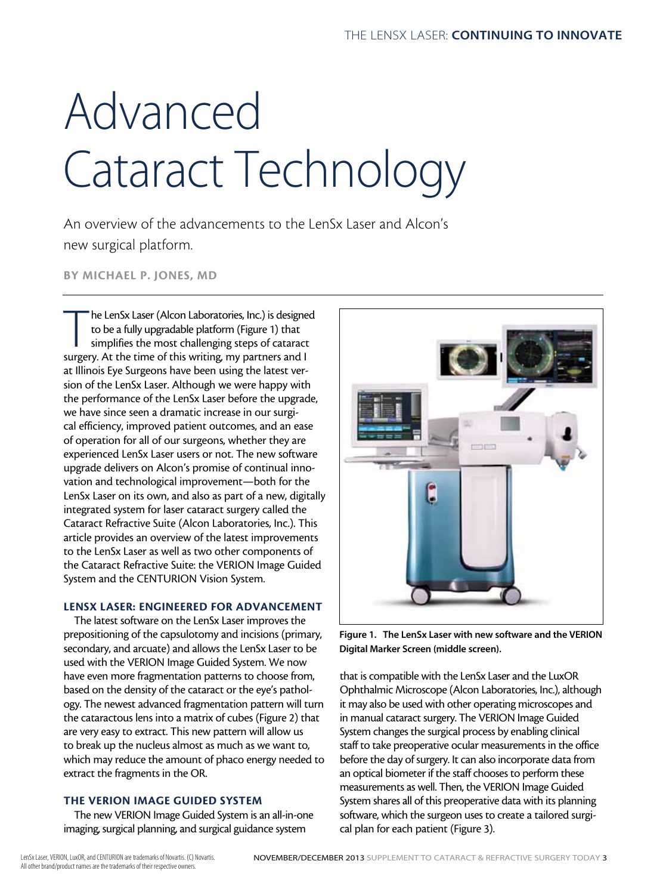# Advanced Cataract Technology

An overview of the advancements to the LenSx Laser and Alcon's new surgical platform.

**BY MICHAEL P. JONES, MD**

The LenSx Laser (Alcon Laboratories, Inc.) is designed to be a fully upgradable platform (Figure 1) that simplifies the most challenging steps of cataract surgery. At the time of this writing, my partners and I at Illinois Eye Surgeons have been using the latest version of the LenSx Laser. Although we were happy with the performance of the LenSx Laser before the upgrade, we have since seen a dramatic increase in our surgical efficiency, improved patient outcomes, and an ease of operation for all of our surgeons, whether they are experienced LenSx Laser users or not. The new software upgrade delivers on Alcon's promise of continual innovation and technological improvement—both for the LenSx Laser on its own, and also as part of a new, digitally integrated system for laser cataract surgery called the Cataract Refractive Suite (Alcon Laboratories, Inc.). This article provides an overview of the latest improvements to the LenSx Laser as well as two other components of the Cataract Refractive Suite: the VERION Image Guided System and the CENTURION Vision System.

## LENSX LASER: ENGINEERED FOR ADVANCEMENT

The latest software on the LenSx Laser improves the prepositioning of the capsulotomy and incisions (primary, secondary, and arcuate) and allows the LenSx Laser to be used with the VERION Image Guided System. We now have even more fragmentation patterns to choose from, based on the density of the cataract or the eye's pathology. The newest advanced fragmentation pattern will turn the cataractous lens into a matrix of cubes (Figure 2) that are very easy to extract. This new pattern will allow us to break up the nucleus almost as much as we want to, which may reduce the amount of phaco energy needed to extract the fragments in the OR.

## THE VERION IMAGE GUIDED SYSTEM

The new VERION Image Guided System is an all-in-one imaging, surgical planning, and surgical guidance system that is compatible with the LenSx Laser and the LuxOR Ophthalmic Microscope (Alcon Laboratories, Inc.), although it may also be used with other operating microscopes and in manual cataract surgery. The VERION Image Guided System changes the surgical process by enabling clinical staff to take preoperative ocular measurements in the office before the day of surgery. It can also incorporate data from an optical biometer if the staff chooses to perform these measurements as well. Then, the VERION Image Guided System shares all of this preoperative data with its planning software, which the surgeon uses to create a tailored surgical plan for each patient (Figure 3).

**Figure 1. The LenSx Laser with new software and the VERION Digital Marker Screen (middle screen).**

LenSx Laser, VERION, LuxOR, and CENTURION are trademarks of Novartis. (C) Novartis. All other brand/product names are the trademarks of their respective owners.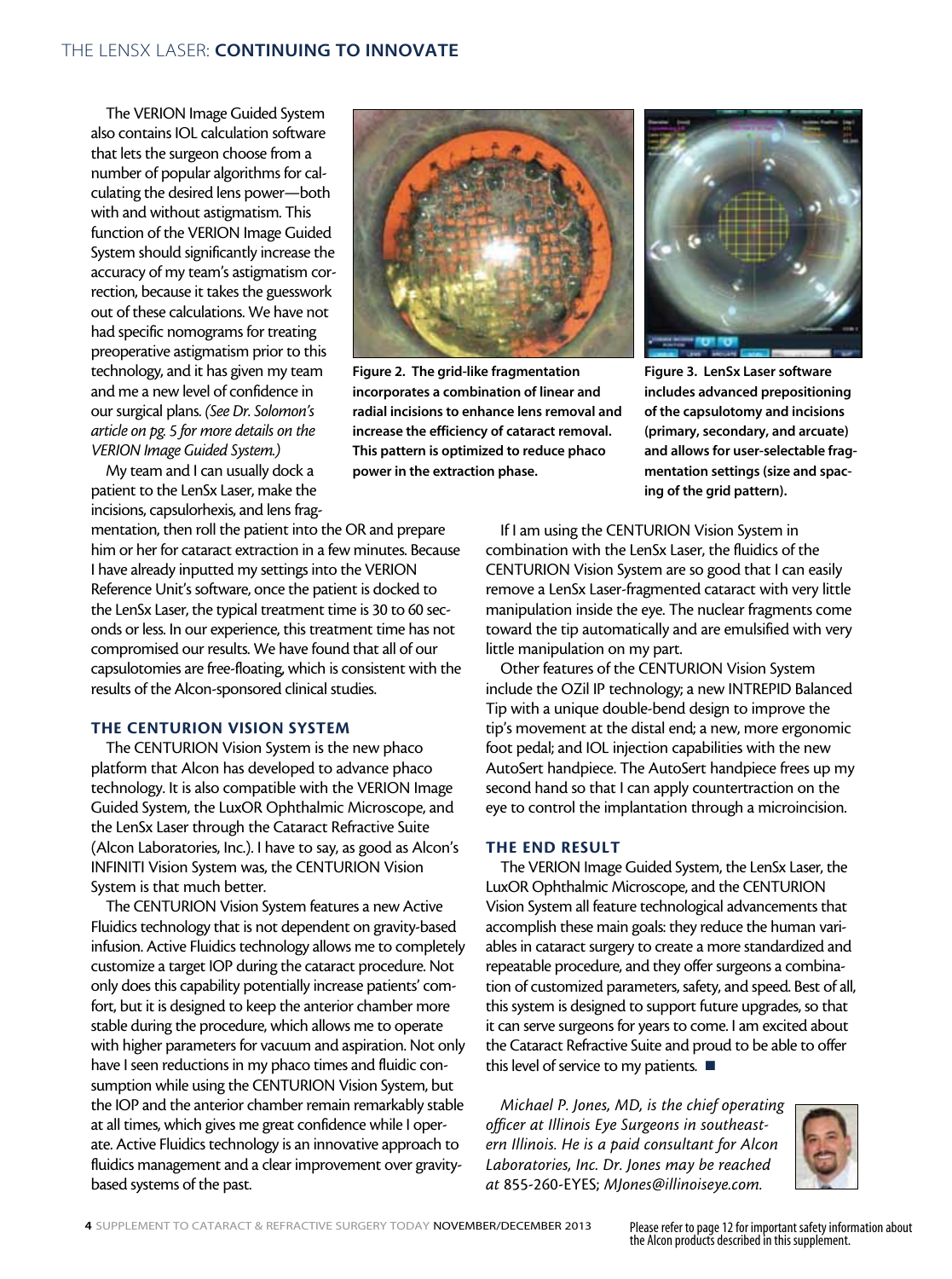The VERION Image Guided System also contains IOL calculation software that lets the surgeon choose from a number of popular algorithms for calculating the desired lens power—both with and without astigmatism. This function of the VERION Image Guided System should significantly increase the accuracy of my team's astigmatism correction, because it takes the guesswork out of these calculations. We have not had specific nomograms for treating preoperative astigmatism prior to this technology, and it has given my team and me a new level of confidence in our surgical plans. *(See Dr. Solomon's article on pg. 5 for more details on the VERION Image Guided System.)*

My team and I can usually dock a patient to the LenSx Laser, make the incisions, capsulorhexis, and lens fragmentation, then roll the patient into the OR and prepare him or her for cataract extraction in a few minutes. Because I have already inputted my settings into the VERION Reference Unit's software, once the patient is docked to the LenSx Laser, the typical treatment time is 30 to 60 seconds or less. In our experience, this treatment time has not compromised our results. We have found that all of our capsulotomies are free-floating, which is consistent with the results of the Alcon-sponsored clinical studies.

**Figure 2. The grid-like fragmentation incorporates a combination of linear and radial incisions to enhance lens removal and increase the efficiency of cataract removal. This pattern is optimized to reduce phaco power in the extraction phase.**

**Figure 3. LenSx Laser software includes advanced prepositioning of the capsulotomy and incisions (primary, secondary, and arcuate) and allows for user-selectable fragmentation settings (size and spacing of the grid pattern).**

### THE CENTURION VISION SYSTEM

The CENTURION Vision System is the new phaco platform that Alcon has developed to advance phaco technology. It is also compatible with the VERION Image Guided System, the LuxOR Ophthalmic Microscope, and the LenSx Laser through the Cataract Refractive Suite (Alcon Laboratories, Inc.). I have to say, as good as Alcon's INFINITI Vision System was, the CENTURION Vision System is that much better.

The CENTURION Vision System features a new Active Fluidics technology that is not dependent on gravity-based infusion. Active Fluidics technology allows me to completely customize a target IOP during the cataract procedure. Not only does this capability potentially increase patients' comfort, but it is designed to keep the anterior chamber more stable during the procedure, which allows me to operate with higher parameters for vacuum and aspiration. Not only have I seen reductions in my phaco times and fluidic consumption while using the CENTURION Vision System, but the IOP and the anterior chamber remain remarkably stable at all times, which gives me great confidence while I operate. Active Fluidics technology is an innovative approach to fluidics management and a clear improvement over gravity-based systems of the past.

If I am using the CENTURION Vision System in combination with the LenSx Laser, the fluidics of the CENTURION Vision System are so good that I can easily remove a LenSx Laser-fragmented cataract with very little manipulation inside the eye. The nuclear fragments come toward the tip automatically and are emulsified with very little manipulation on my part.

Other features of the CENTURION Vision System include the OZil IP technology; a new INTREPID Balanced Tip with a unique double-bend design to improve the tip's movement at the distal end; a new, more ergonomic foot pedal; and IOL injection capabilities with the new AutoSert handpiece. The AutoSert handpiece frees up my second hand so that I can apply countertraction on the eye to control the implantation through a microincision.

### THE END RESULT

The VERION Image Guided System, the LenSx Laser, the LuxOR Ophthalmic Microscope, and the CENTURION Vision System all feature technological advancements that accomplish these main goals: they reduce the human variables in cataract surgery to create a more standardized and repeatable procedure, and they offer surgeons a combination of customized parameters, safety, and speed. Best of all, this system is designed to support future upgrades, so that it can serve surgeons for years to come. I am excited about the Cataract Refractive Suite and proud to be able to offer this level of service to my patients. ■

*Michael P. Jones, MD, is the chief operating officer at Illinois Eye Surgeons in southeastern Illinois. He is a paid consultant for Alcon Laboratories, Inc. Dr. Jones may be reached at 855-260-EYES; MJones@illinoiseye.com.*

Please refer to page 12 for important safety information about the Alcon products described in this supplement.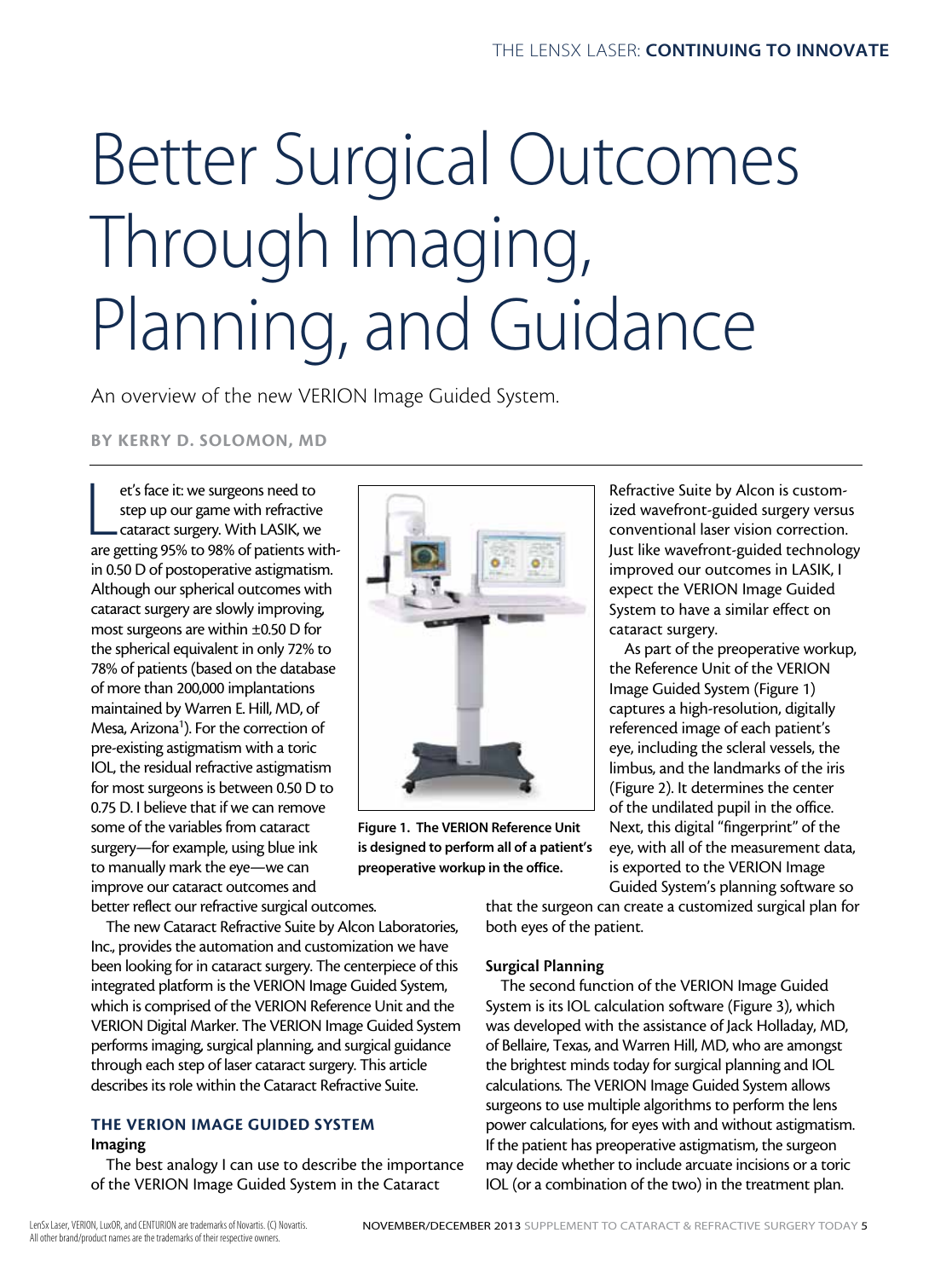# Better Surgical Outcomes Through Imaging, Planning, and Guidance

An overview of the new VERION Image Guided System.

**BY KERRY D. SOLOMON, MD**

Let's face it: we surgeons need to step up our game with refractive cataract surgery. With LASIK, we are getting 95% to 98% of patients within 0.50 D of postoperative astigmatism. Although our spherical outcomes with cataract surgery are slowly improving, most surgeons are within ±0.50 D for the spherical equivalent in only 72% to 78% of patients (based on the database of more than 200,000 implantations maintained by Warren E. Hill, MD, of Mesa, Arizona[1]). For the correction of pre-existing astigmatism with a toric IOL, the residual refractive astigmatism for most surgeons is between 0.50 D to 0.75 D. I believe that if we can remove some of the variables from cataract surgery—for example, using blue ink to manually mark the eye—we can improve our cataract outcomes and better reflect our refractive surgical outcomes.

The new Cataract Refractive Suite by Alcon Laboratories, Inc., provides the automation and customization we have been looking for in cataract surgery. The centerpiece of this integrated platform is the VERION Image Guided System, which is comprised of the VERION Reference Unit and the VERION Digital Marker. The VERION Image Guided System performs imaging, surgical planning, and surgical guidance through each step of laser cataract surgery. This article describes its role within the Cataract Refractive Suite.

**Figure 1. The VERION Reference Unit is designed to perform all of a patient's preoperative workup in the office.**

## THE VERION IMAGE GUIDED SYSTEM

### Imaging

The best analogy I can use to describe the importance of the VERION Image Guided System in the Cataract Refractive Suite by Alcon is customized wavefront-guided surgery versus conventional laser vision correction. Just like wavefront-guided technology improved our outcomes in LASIK, I expect the VERION Image Guided System to have a similar effect on cataract surgery.

As part of the preoperative workup, the Reference Unit of the VERION Image Guided System (Figure 1) captures a high-resolution, digitally referenced image of each patient's eye, including the scleral vessels, the limbus, and the landmarks of the iris (Figure 2). It determines the center of the undilated pupil in the office. Next, this digital "fingerprint" of the eye, with all of the measurement data, is exported to the VERION Image Guided System's planning software so that the surgeon can create a customized surgical plan for both eyes of the patient.

### Surgical Planning

The second function of the VERION Image Guided System is its IOL calculation software (Figure 3), which was developed with the assistance of Jack Holladay, MD, of Bellaire, Texas, and Warren Hill, MD, who are amongst the brightest minds today for surgical planning and IOL calculations. The VERION Image Guided System allows surgeons to use multiple algorithms to perform the lens power calculations, for eyes with and without astigmatism. If the patient has preoperative astigmatism, the surgeon may decide whether to include arcuate incisions or a toric IOL (or a combination of the two) in the treatment plan.

LenSx Laser, VERION, LuxOR, and CENTURION are trademarks of Novartis. (C) Novartis. All other brand/product names are the trademarks of their respective owners.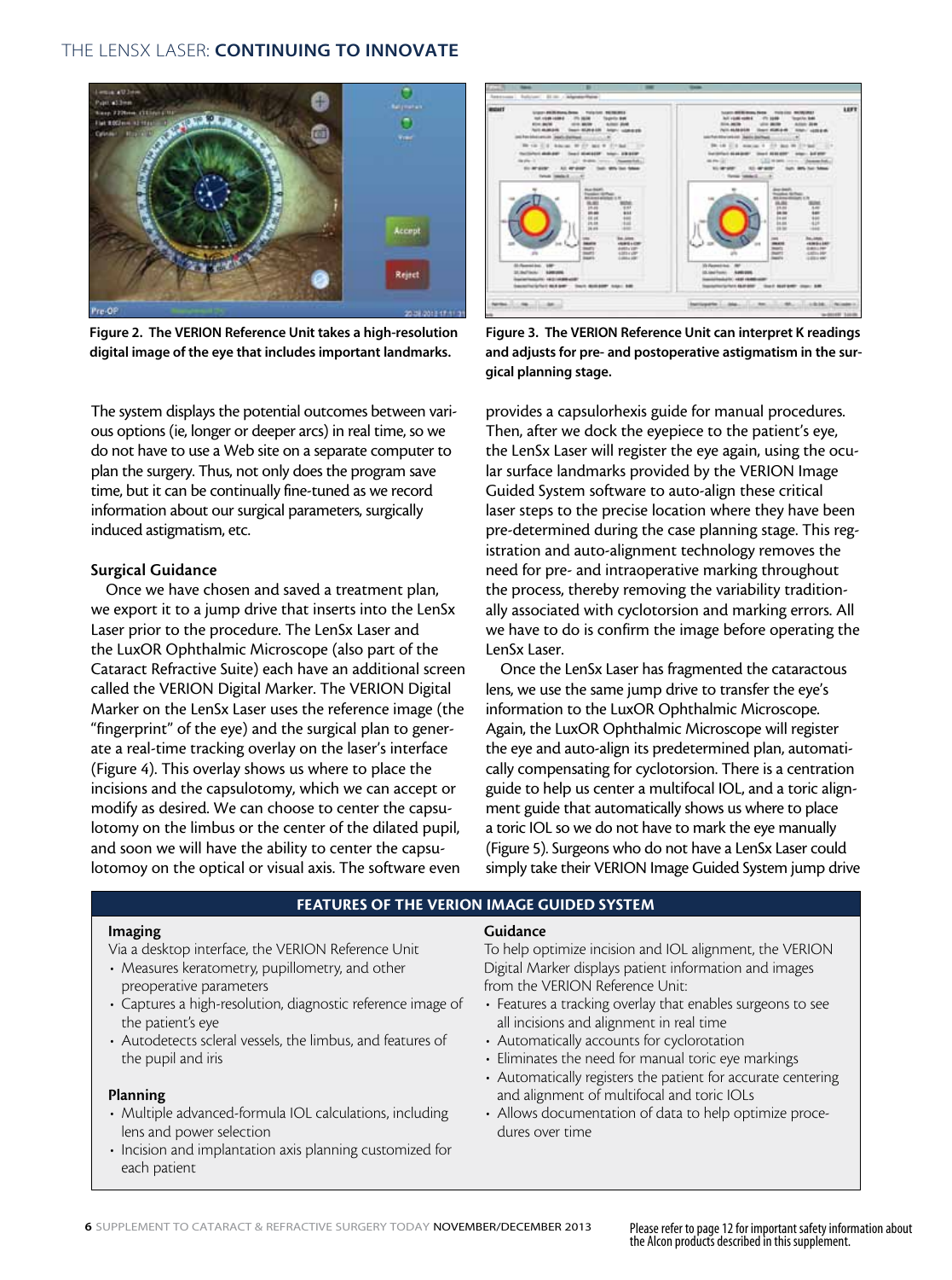Figure 2. The VERION Reference Unit takes a high-resolution digital image of the eye that includes important landmarks.

Figure 3. The VERION Reference Unit can interpret K readings and adjusts for pre- and postoperative astigmatism in the surgical planning stage.

The system displays the potential outcomes between various options (ie, longer or deeper arcs) in real time, so we do not have to use a Web site on a separate computer to plan the surgery. Thus, not only does the program save time, but it can be continually fine-tuned as we record information about our surgical parameters, surgically induced astigmatism, etc.

### Surgical Guidance

Once we have chosen and saved a treatment plan, we export it to a jump drive that inserts into the LenSx Laser prior to the procedure. The LenSx Laser and the LuxOR Ophthalmic Microscope (also part of the Cataract Refractive Suite) each have an additional screen called the VERION Digital Marker. The VERION Digital Marker on the LenSx Laser uses the reference image (the "fingerprint" of the eye) and the surgical plan to generate a real-time tracking overlay on the laser's interface (Figure 4). This overlay shows us where to place the incisions and the capsulotomy, which we can accept or modify as desired. We can choose to center the capsulotomy on the limbus or the center of the dilated pupil, and soon we will have the ability to center the capsulotomoy on the optical or visual axis. The software even provides a capsulorhexis guide for manual procedures. Then, after we dock the eyepiece to the patient's eye, the LenSx Laser will register the eye again, using the ocular surface landmarks provided by the VERION Image Guided System software to auto-align these critical laser steps to the precise location where they have been pre-determined during the case planning stage. This registration and auto-alignment technology removes the need for pre- and intraoperative marking throughout the process, thereby removing the variability traditionally associated with cyclotorsion and marking errors. All we have to do is confirm the image before operating the LenSx Laser.

Once the LenSx Laser has fragmented the cataractous lens, we use the same jump drive to transfer the eye's information to the LuxOR Ophthalmic Microscope. Again, the LuxOR Ophthalmic Microscope will register the eye and auto-align its predetermined plan, automatically compensating for cyclotorsion. There is a centration guide to help us center a multifocal IOL, and a toric alignment guide that automatically shows us where to place a toric IOL so we do not have to mark the eye manually (Figure 5). Surgeons who do not have a LenSx Laser could simply take their VERION Image Guided System jump drive

### FEATURES OF THE VERION IMAGE GUIDED SYSTEM

**Imaging**

Via a desktop interface, the VERION Reference Unit

- Measures keratometry, pupillometry, and other preoperative parameters
- Captures a high-resolution, diagnostic reference image of the patient's eye
- Autodetects scleral vessels, the limbus, and features of the pupil and iris

**Planning**

- Multiple advanced-formula IOL calculations, including lens and power selection
- Incision and implantation axis planning customized for each patient

**Guidance**

To help optimize incision and IOL alignment, the VERION Digital Marker displays patient information and images from the VERION Reference Unit:

- Features a tracking overlay that enables surgeons to see all incisions and alignment in real time
- Automatically accounts for cyclorotation
- Eliminates the need for manual toric eye markings
- Automatically registers the patient for accurate centering and alignment of multifocal and toric IOLs
- Allows documentation of data to help optimize procedures over time

Please refer to page 12 for important safety information about the Alcon products described in this supplement.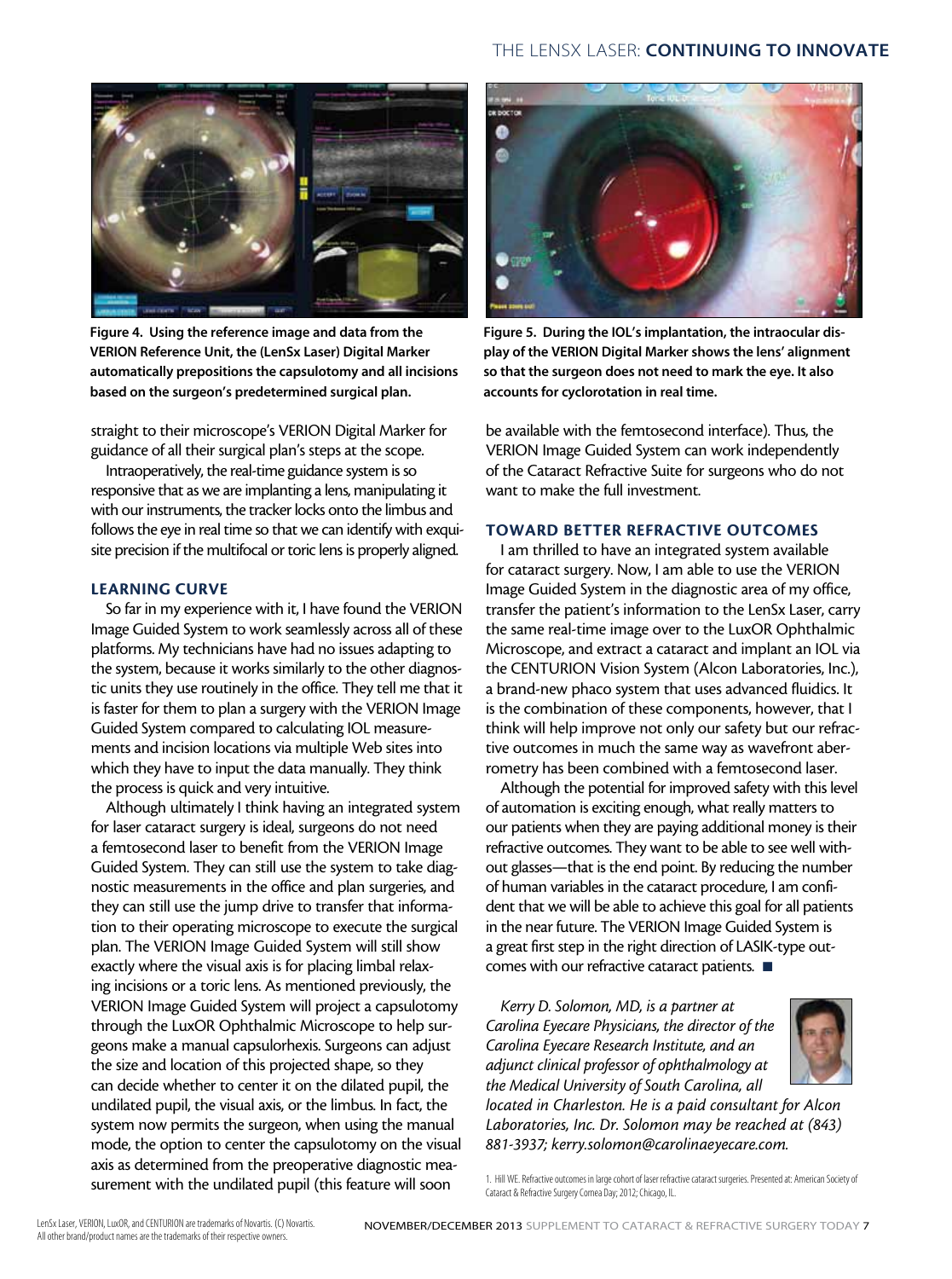Figure 4. Using the reference image and data from the VERION Reference Unit, the (LenSx Laser) Digital Marker automatically prepositions the capsulotomy and all incisions based on the surgeon's predetermined surgical plan.

Figure 5. During the IOL's implantation, the intraocular display of the VERION Digital Marker shows the lens' alignment so that the surgeon does not need to mark the eye. It also accounts for cyclorotation in real time.

straight to their microscope's VERION Digital Marker for guidance of all their surgical plan's steps at the scope.

Intraoperatively, the real-time guidance system is so responsive that as we are implanting a lens, manipulating it with our instruments, the tracker locks onto the limbus and follows the eye in real time so that we can identify with exquisite precision if the multifocal or toric lens is properly aligned.

## LEARNING CURVE

So far in my experience with it, I have found the VERION Image Guided System to work seamlessly across all of these platforms. My technicians have had no issues adapting to the system, because it works similarly to the other diagnostic units they use routinely in the office. They tell me that it is faster for them to plan a surgery with the VERION Image Guided System compared to calculating IOL measurements and incision locations via multiple Web sites into which they have to input the data manually. They think the process is quick and very intuitive.

Although ultimately I think having an integrated system for laser cataract surgery is ideal, surgeons do not need a femtosecond laser to benefit from the VERION Image Guided System. They can still use the system to take diagnostic measurements in the office and plan surgeries, and they can still use the jump drive to transfer that information to their operating microscope to execute the surgical plan. The VERION Image Guided System will still show exactly where the visual axis is for placing limbal relaxing incisions or a toric lens. As mentioned previously, the VERION Image Guided System will project a capsulotomy through the LuxOR Ophthalmic Microscope to help surgeons make a manual capsulorhexis. Surgeons can adjust the size and location of this projected shape, so they can decide whether to center it on the dilated pupil, the undilated pupil, the visual axis, or the limbus. In fact, the system now permits the surgeon, when using the manual mode, the option to center the capsulotomy on the visual axis as determined from the preoperative diagnostic measurement with the undilated pupil (this feature will soon be available with the femtosecond interface). Thus, the VERION Image Guided System can work independently of the Cataract Refractive Suite for surgeons who do not want to make the full investment.

## TOWARD BETTER REFRACTIVE OUTCOMES

I am thrilled to have an integrated system available for cataract surgery. Now, I am able to use the VERION Image Guided System in the diagnostic area of my office, transfer the patient's information to the LenSx Laser, carry the same real-time image over to the LuxOR Ophthalmic Microscope, and extract a cataract and implant an IOL via the CENTURION Vision System (Alcon Laboratories, Inc.), a brand-new phaco system that uses advanced fluidics. It is the combination of these components, however, that I think will help improve not only our safety but our refractive outcomes in much the same way as wavefront aberrometry has been combined with a femtosecond laser.

Although the potential for improved safety with this level of automation is exciting enough, what really matters to our patients when they are paying additional money is their refractive outcomes. They want to be able to see well without glasses—that is the end point. By reducing the number of human variables in the cataract procedure, I am confident that we will be able to achieve this goal for all patients in the near future. The VERION Image Guided System is a great first step in the right direction of LASIK-type outcomes with our refractive cataract patients. ■

*Kerry D. Solomon, MD, is a partner at Carolina Eyecare Physicians, the director of the Carolina Eyecare Research Institute, and an adjunct clinical professor of ophthalmology at the Medical University of South Carolina, all located in Charleston. He is a paid consultant for Alcon Laboratories, Inc. Dr. Solomon may be reached at (843) 881-3937; kerry.solomon@carolinaeyecare.com.*

1. Hill WE. Refractive outcomes in large cohort of laser refractive cataract surgeries. Presented at: American Society of Cataract & Refractive Surgery Cornea Day; 2012; Chicago, IL.

LenSx Laser, VERION, LuxOR, and CENTURION are trademarks of Novartis. (C) Novartis. All other brand/product names are the trademarks of their respective owners.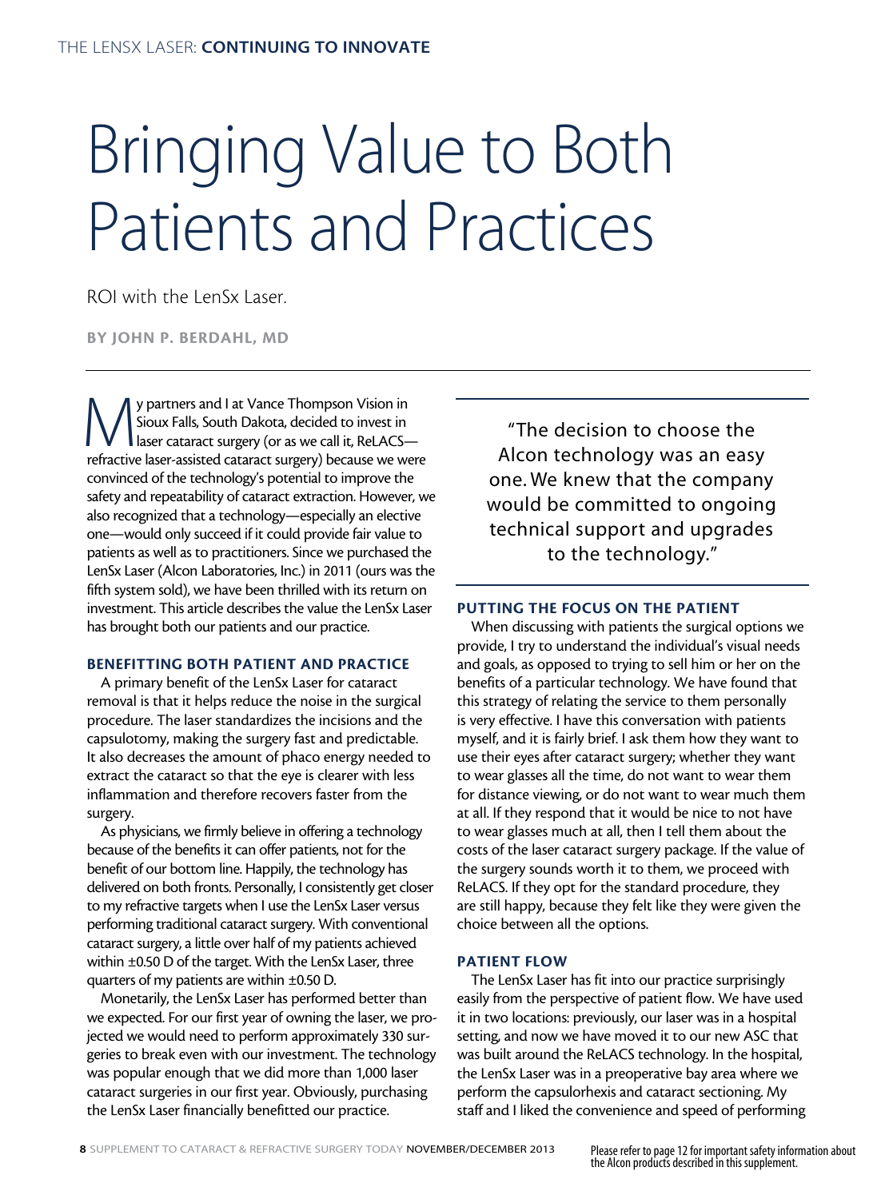THE LENSX LASER: **CONTINUING TO INNOVATE**

# Bringing Value to Both Patients and Practices

ROI with the LenSx Laser.

**BY JOHN P. BERDAHL, MD**

My partners and I at Vance Thompson Vision in Sioux Falls, South Dakota, decided to invest in laser cataract surgery (or as we call it, ReLACS—refractive laser-assisted cataract surgery) because we were convinced of the technology's potential to improve the safety and repeatability of cataract extraction. However, we also recognized that a technology—especially an elective one—would only succeed if it could provide fair value to patients as well as to practitioners. Since we purchased the LenSx Laser (Alcon Laboratories, Inc.) in 2011 (ours was the fifth system sold), we have been thrilled with its return on investment. This article describes the value the LenSx Laser has brought both our patients and our practice.

## BENEFITTING BOTH PATIENT AND PRACTICE

A primary benefit of the LenSx Laser for cataract removal is that it helps reduce the noise in the surgical procedure. The laser standardizes the incisions and the capsulotomy, making the surgery fast and predictable. It also decreases the amount of phaco energy needed to extract the cataract so that the eye is clearer with less inflammation and therefore recovers faster from the surgery.

As physicians, we firmly believe in offering a technology because of the benefits it can offer patients, not for the benefit of our bottom line. Happily, the technology has delivered on both fronts. Personally, I consistently get closer to my refractive targets when I use the LenSx Laser versus performing traditional cataract surgery. With conventional cataract surgery, a little over half of my patients achieved within ±0.50 D of the target. With the LenSx Laser, three quarters of my patients are within ±0.50 D.

Monetarily, the LenSx Laser has performed better than we expected. For our first year of owning the laser, we projected we would need to perform approximately 330 surgeries to break even with our investment. The technology was popular enough that we did more than 1,000 laser cataract surgeries in our first year. Obviously, purchasing the LenSx Laser financially benefitted our practice.

> "The decision to choose the Alcon technology was an easy one. We knew that the company would be committed to ongoing technical support and upgrades to the technology."

## PUTTING THE FOCUS ON THE PATIENT

When discussing with patients the surgical options we provide, I try to understand the individual's visual needs and goals, as opposed to trying to sell him or her on the benefits of a particular technology. We have found that this strategy of relating the service to them personally is very effective. I have this conversation with patients myself, and it is fairly brief. I ask them how they want to use their eyes after cataract surgery; whether they want to wear glasses all the time, do not want to wear them for distance viewing, or do not want to wear much them at all. If they respond that it would be nice to not have to wear glasses much at all, then I tell them about the costs of the laser cataract surgery package. If the value of the surgery sounds worth it to them, we proceed with ReLACS. If they opt for the standard procedure, they are still happy, because they felt like they were given the choice between all the options.

## PATIENT FLOW

The LenSx Laser has fit into our practice surprisingly easily from the perspective of patient flow. We have used it in two locations: previously, our laser was in a hospital setting, and now we have moved it to our new ASC that was built around the ReLACS technology. In the hospital, the LenSx Laser was in a preoperative bay area where we perform the capsulorhexis and cataract sectioning. My staff and I liked the convenience and speed of performing

Please refer to page 12 for important safety information about the Alcon products described in this supplement.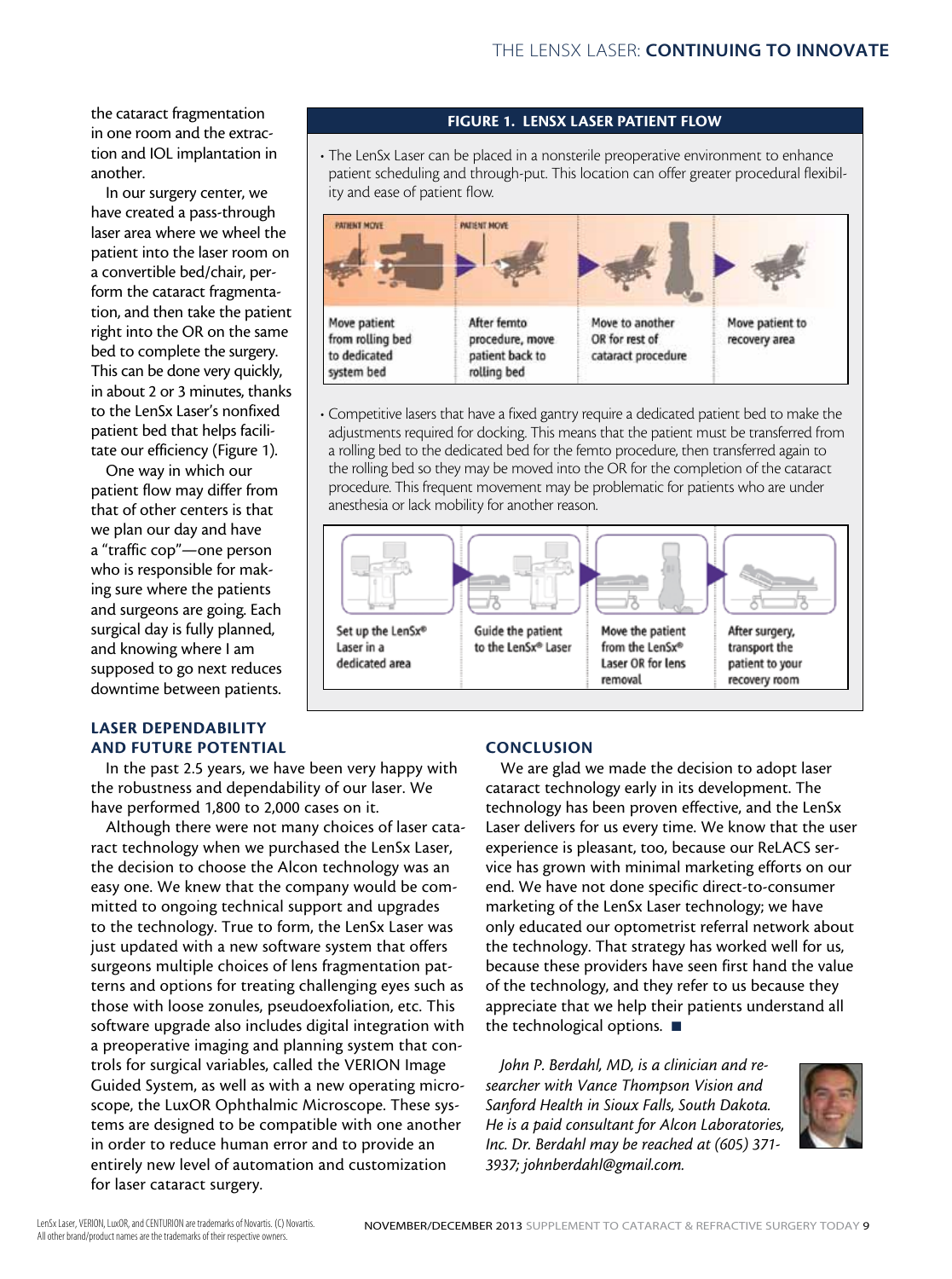the cataract fragmentation in one room and the extraction and IOL implantation in another.

In our surgery center, we have created a pass-through laser area where we wheel the patient into the laser room on a convertible bed/chair, perform the cataract fragmentation, and then take the patient right into the OR on the same bed to complete the surgery. This can be done very quickly, in about 2 or 3 minutes, thanks to the LenSx Laser's nonfixed patient bed that helps facilitate our efficiency (Figure 1).

One way in which our patient flow may differ from that of other centers is that we plan our day and have a "traffic cop"—one person who is responsible for making sure where the patients and surgeons are going. Each surgical day is fully planned, and knowing where I am supposed to go next reduces downtime between patients.

**FIGURE 1. LENSX LASER PATIENT FLOW**

- The LenSx Laser can be placed in a nonsterile preoperative environment to enhance patient scheduling and through-put. This location can offer greater procedural flexibility and ease of patient flow.

PATIENT MOVE | PATIENT MOVE

Move patient from rolling bed to dedicated system bed → After femto procedure, move patient back to rolling bed → Move to another OR for rest of cataract procedure → Move patient to recovery area

- Competitive lasers that have a fixed gantry require a dedicated patient bed to make the adjustments required for docking. This means that the patient must be transferred from a rolling bed to the dedicated bed for the femto procedure, then transferred again to the rolling bed so they may be moved into the OR for the completion of the cataract procedure. This frequent movement may be problematic for patients who are under anesthesia or lack mobility for another reason.

Set up the LenSx® Laser in a dedicated area → Guide the patient to the LenSx® Laser → Move the patient from the LenSx® Laser OR for lens removal → After surgery, transport the patient to your recovery room

## LASER DEPENDABILITY AND FUTURE POTENTIAL

In the past 2.5 years, we have been very happy with the robustness and dependability of our laser. We have performed 1,800 to 2,000 cases on it.

Although there were not many choices of laser cataract technology when we purchased the LenSx Laser, the decision to choose the Alcon technology was an easy one. We knew that the company would be committed to ongoing technical support and upgrades to the technology. True to form, the LenSx Laser was just updated with a new software system that offers surgeons multiple choices of lens fragmentation patterns and options for treating challenging eyes such as those with loose zonules, pseudoexfoliation, etc. This software upgrade also includes digital integration with a preoperative imaging and planning system that controls for surgical variables, called the VERION Image Guided System, as well as with a new operating microscope, the LuxOR Ophthalmic Microscope. These systems are designed to be compatible with one another in order to reduce human error and to provide an entirely new level of automation and customization for laser cataract surgery.

## CONCLUSION

We are glad we made the decision to adopt laser cataract technology early in its development. The technology has been proven effective, and the LenSx Laser delivers for us every time. We know that the user experience is pleasant, too, because our ReLACS service has grown with minimal marketing efforts on our end. We have not done specific direct-to-consumer marketing of the LenSx Laser technology; we have only educated our optometrist referral network about the technology. That strategy has worked well for us, because these providers have seen first hand the value of the technology, and they refer to us because they appreciate that we help their patients understand all the technological options. ■

*John P. Berdahl, MD, is a clinician and researcher with Vance Thompson Vision and Sanford Health in Sioux Falls, South Dakota. He is a paid consultant for Alcon Laboratories, Inc. Dr. Berdahl may be reached at (605) 371-3937; johnberdahl@gmail.com.*

LenSx Laser, VERION, LuxOR, and CENTURION are trademarks of Novartis. (C) Novartis. All other brand/product names are the trademarks of their respective owners.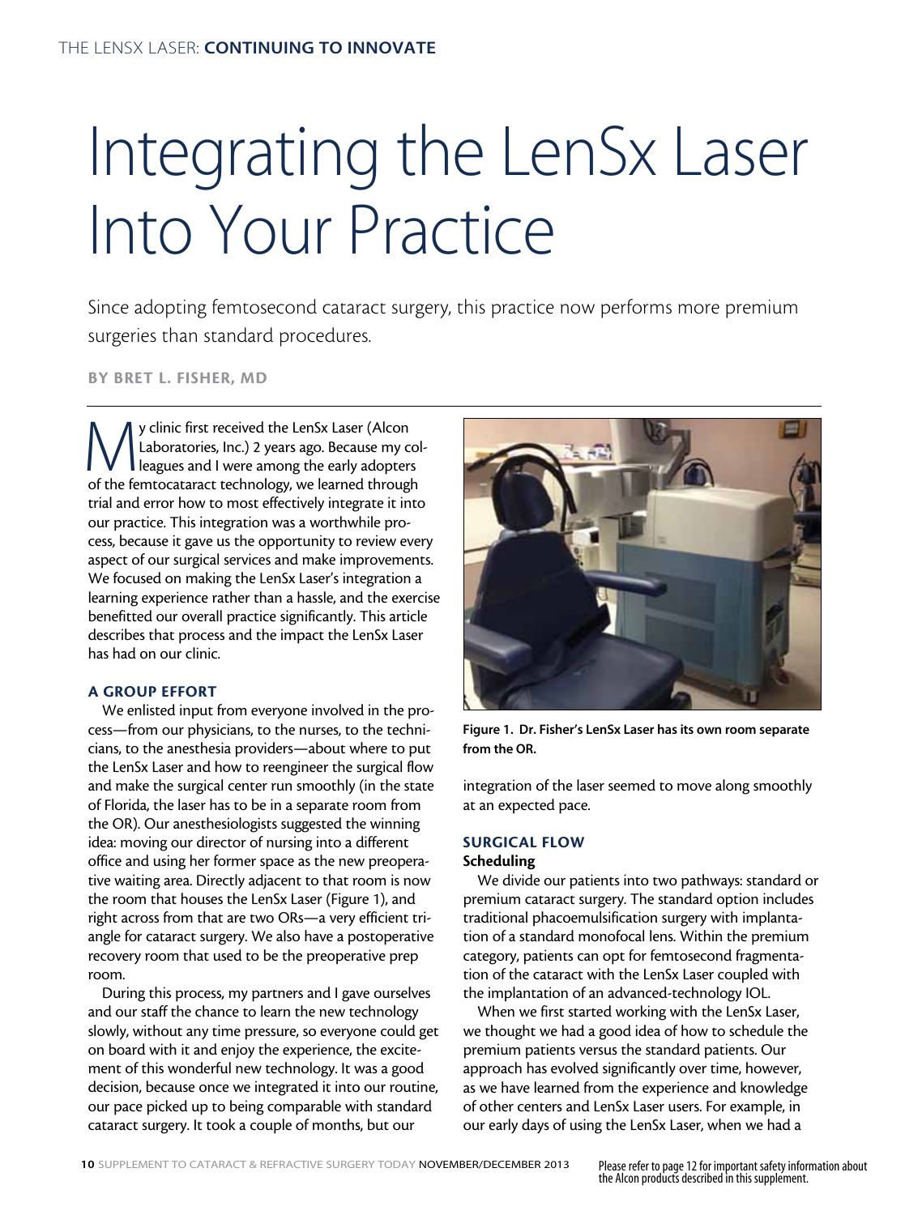THE LENSX LASER: **CONTINUING TO INNOVATE**

# Integrating the LenSx Laser Into Your Practice

Since adopting femtosecond cataract surgery, this practice now performs more premium surgeries than standard procedures.

**BY BRET L. FISHER, MD**

My clinic first received the LenSx Laser (Alcon Laboratories, Inc.) 2 years ago. Because my colleagues and I were among the early adopters of the femtocataract technology, we learned through trial and error how to most effectively integrate it into our practice. This integration was a worthwhile process, because it gave us the opportunity to review every aspect of our surgical services and make improvements. We focused on making the LenSx Laser's integration a learning experience rather than a hassle, and the exercise benefitted our overall practice significantly. This article describes that process and the impact the LenSx Laser has had on our clinic.

## A GROUP EFFORT

We enlisted input from everyone involved in the process—from our physicians, to the nurses, to the technicians, to the anesthesia providers—about where to put the LenSx Laser and how to reengineer the surgical flow and make the surgical center run smoothly (in the state of Florida, the laser has to be in a separate room from the OR). Our anesthesiologists suggested the winning idea: moving our director of nursing into a different office and using her former space as the new preoperative waiting area. Directly adjacent to that room is now the room that houses the LenSx Laser (Figure 1), and right across from that are two ORs—a very efficient triangle for cataract surgery. We also have a postoperative recovery room that used to be the preoperative prep room.

During this process, my partners and I gave ourselves and our staff the chance to learn the new technology slowly, without any time pressure, so everyone could get on board with it and enjoy the experience, the excitement of this wonderful new technology. It was a good decision, because once we integrated it into our routine, our pace picked up to being comparable with standard cataract surgery. It took a couple of months, but our integration of the laser seemed to move along smoothly at an expected pace.

**Figure 1. Dr. Fisher's LenSx Laser has its own room separate from the OR.**

## SURGICAL FLOW

### Scheduling

We divide our patients into two pathways: standard or premium cataract surgery. The standard option includes traditional phacoemulsification surgery with implantation of a standard monofocal lens. Within the premium category, patients can opt for femtosecond fragmentation of the cataract with the LenSx Laser coupled with the implantation of an advanced-technology IOL.

When we first started working with the LenSx Laser, we thought we had a good idea of how to schedule the premium patients versus the standard patients. Our approach has evolved significantly over time, however, as we have learned from the experience and knowledge of other centers and LenSx Laser users. For example, in our early days of using the LenSx Laser, when we had a

Please refer to page 12 for important safety information about the Alcon products described in this supplement.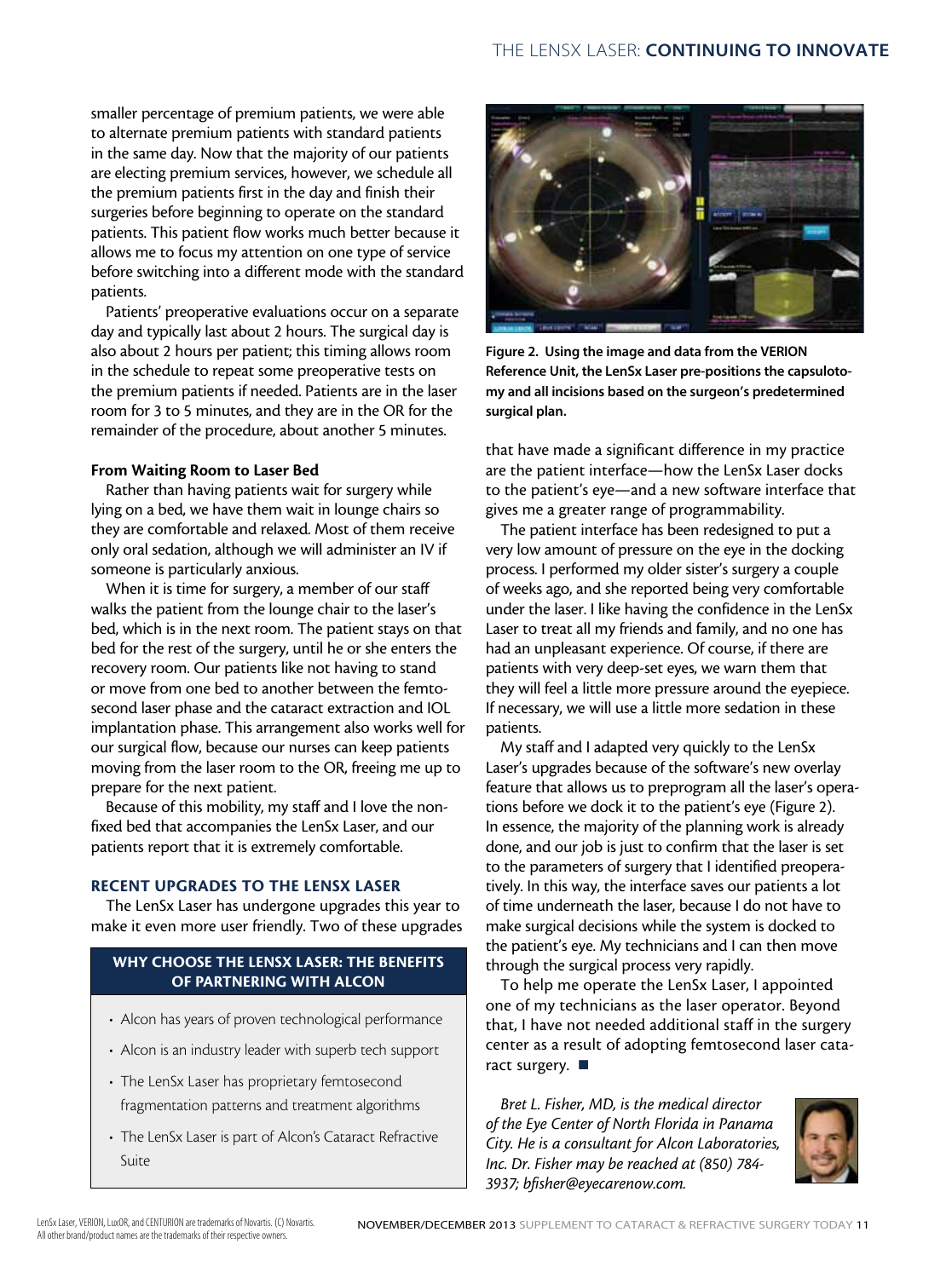smaller percentage of premium patients, we were able to alternate premium patients with standard patients in the same day. Now that the majority of our patients are electing premium services, however, we schedule all the premium patients first in the day and finish their surgeries before beginning to operate on the standard patients. This patient flow works much better because it allows me to focus my attention on one type of service before switching into a different mode with the standard patients.

Patients' preoperative evaluations occur on a separate day and typically last about 2 hours. The surgical day is also about 2 hours per patient; this timing allows room in the schedule to repeat some preoperative tests on the premium patients if needed. Patients are in the laser room for 3 to 5 minutes, and they are in the OR for the remainder of the procedure, about another 5 minutes.

**From Waiting Room to Laser Bed**

Rather than having patients wait for surgery while lying on a bed, we have them wait in lounge chairs so they are comfortable and relaxed. Most of them receive only oral sedation, although we will administer an IV if someone is particularly anxious.

When it is time for surgery, a member of our staff walks the patient from the lounge chair to the laser's bed, which is in the next room. The patient stays on that bed for the rest of the surgery, until he or she enters the recovery room. Our patients like not having to stand or move from one bed to another between the femtosecond laser phase and the cataract extraction and IOL implantation phase. This arrangement also works well for our surgical flow, because our nurses can keep patients moving from the laser room to the OR, freeing me up to prepare for the next patient.

Because of this mobility, my staff and I love the nonfixed bed that accompanies the LenSx Laser, and our patients report that it is extremely comfortable.

## RECENT UPGRADES TO THE LENSX LASER

The LenSx Laser has undergone upgrades this year to make it even more user friendly. Two of these upgrades that have made a significant difference in my practice are the patient interface—how the LenSx Laser docks to the patient's eye—and a new software interface that gives me a greater range of programmability.

The patient interface has been redesigned to put a very low amount of pressure on the eye in the docking process. I performed my older sister's surgery a couple of weeks ago, and she reported being very comfortable under the laser. I like having the confidence in the LenSx Laser to treat all my friends and family, and no one has had an unpleasant experience. Of course, if there are patients with very deep-set eyes, we warn them that they will feel a little more pressure around the eyepiece. If necessary, we will use a little more sedation in these patients.

My staff and I adapted very quickly to the LenSx Laser's upgrades because of the software's new overlay feature that allows us to preprogram all the laser's operations before we dock it to the patient's eye (Figure 2). In essence, the majority of the planning work is already done, and our job is just to confirm that the laser is set to the parameters of surgery that I identified preoperatively. In this way, the interface saves our patients a lot of time underneath the laser, because I do not have to make surgical decisions while the system is docked to the patient's eye. My technicians and I can then move through the surgical process very rapidly.

To help me operate the LenSx Laser, I appointed one of my technicians as the laser operator. Beyond that, I have not needed additional staff in the surgery center as a result of adopting femtosecond laser cataract surgery. ■

**Figure 2. Using the image and data from the VERION Reference Unit, the LenSx Laser pre-positions the capsulotomy and all incisions based on the surgeon's predetermined surgical plan.**

### WHY CHOOSE THE LENSX LASER: THE BENEFITS OF PARTNERING WITH ALCON

- Alcon has years of proven technological performance
- Alcon is an industry leader with superb tech support
- The LenSx Laser has proprietary femtosecond fragmentation patterns and treatment algorithms
- The LenSx Laser is part of Alcon's Cataract Refractive Suite

*Bret L. Fisher, MD, is the medical director of the Eye Center of North Florida in Panama City. He is a consultant for Alcon Laboratories, Inc. Dr. Fisher may be reached at (850) 784-3937; bfisher@eyecarenow.com.*

LenSx Laser, VERION, LuxOR, and CENTURION are trademarks of Novartis. (C) Novartis. All other brand/product names are the trademarks of their respective owners.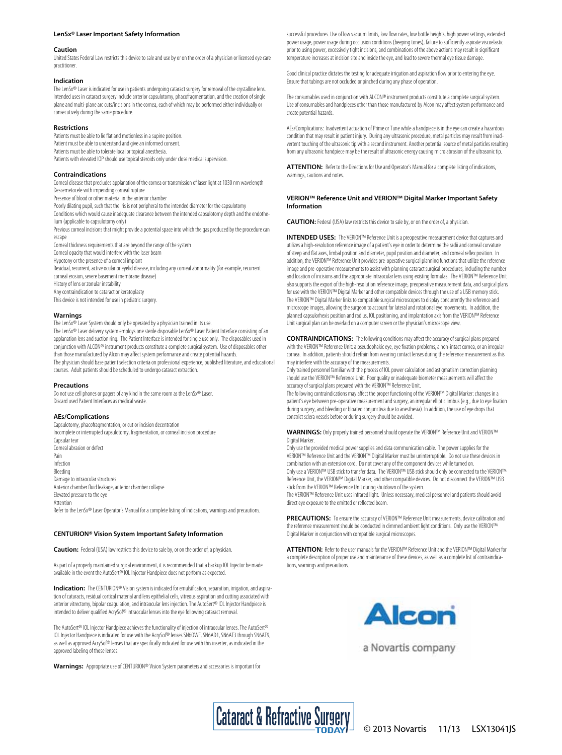### LenSx® Laser Important Safety Information

**Caution**

United States Federal Law restricts this device to sale and use by or on the order of a physician or licensed eye care practitioner.

**Indication**

The LenSx® Laser is indicated for use in patients undergoing cataract surgery for removal of the crystalline lens. Intended uses in cataract surgery include anterior capsulotomy, phacofragmentation, and the creation of single plane and multi-plane arc cuts/incisions in the cornea, each of which may be performed either individually or consecutively during the same procedure.

**Restrictions**

Patients must be able to lie flat and motionless in a supine position.
Patients must be able to understand and give an informed consent.
Patients must be able to tolerate local or topical anesthesia.
Patients with elevated IOP should use topical steroids only under close medical supervision.

**Contraindications**

Corneal disease that precludes applanation of the cornea or transmission of laser light at 1030 nm wavelength
Descemetocele with impending corneal rupture
Presence of blood or other material in the anterior chamber
Poorly dilating pupil, such that the iris is not peripheral to the intended diameter for the capsulotomy
Conditions which would cause inadequate clearance between the intended capsulotomy depth and the endothelium (applicable to capsulotomy only)
Previous corneal incisions that might provide a potential space into which the gas produced by the procedure can escape
Corneal thickness requirements that are beyond the range of the system
Corneal opacity that would interfere with the laser beam
Hypotony or the presence of a corneal implant
Residual, recurrent, active ocular or eyelid disease, including any corneal abnormality (for example, recurrent corneal erosion, severe basement membrane disease)
History of lens or zonular instability
Any contraindication to cataract or keratoplasty
This device is not intended for use in pediatric surgery.

**Warnings**

The LenSx® Laser System should only be operated by a physician trained in its use.
The LenSx® Laser delivery system employs one sterile disposable LenSx® Laser Patient Interface consisting of an applanation lens and suction ring. The Patient Interface is intended for single use only. The disposables used in conjunction with ALCON® instrument products constitute a complete surgical system. Use of disposables other than those manufactured by Alcon may affect system performance and create potential hazards.
The physician should base patient selection criteria on professional experience, published literature, and educational courses. Adult patients should be scheduled to undergo cataract extraction.

**Precautions**

Do not use cell phones or pagers of any kind in the same room as the LenSx® Laser.
Discard used Patient Interfaces as medical waste.

**AEs/Complications**

Capsulotomy, phacofragmentation, or cut or incision decentration
Incomplete or interrupted capsulotomy, fragmentation, or corneal incision procedure
Capsular tear
Corneal abrasion or defect
Pain
Infection
Bleeding
Damage to intraocular structures
Anterior chamber fluid leakage, anterior chamber collapse
Elevated pressure to the eye
Attention
Refer to the LenSx® Laser Operator's Manual for a complete listing of indications, warnings and precautions.

### CENTURION® Vision System Important Safety Information

**Caution:** Federal (USA) law restricts this device to sale by, or on the order of, a physician.

As part of a properly maintained surgical environment, it is recommended that a backup IOL Injector be made available in the event the AutoSert® IOL Injector Handpiece does not perform as expected.

**Indication:** The CENTURION® Vision system is indicated for emulsification, separation, irrigation, and aspiration of cataracts, residual cortical material and lens epithelial cells, vitreous aspiration and cutting associated with anterior vitrectomy, bipolar coagulation, and intraocular lens injection. The AutoSert® IOL Injector Handpiece is intended to deliver qualified AcrySof® intraocular lenses into the eye following cataract removal.

The AutoSert® IOL Injector Handpiece achieves the functionality of injection of intraocular lenses. The AutoSert® IOL Injector Handpiece is indicated for use with the AcrySof® lenses SN60WF, SN6AD1, SN6AT3 through SN6AT9, as well as approved AcrySof® lenses that are specifically indicated for use with this inserter, as indicated in the approved labeling of those lenses.

**Warnings:** Appropriate use of CENTURION® Vision System parameters and accessories is important for successful procedures. Use of low vacuum limits, low flow rates, low bottle heights, high power settings, extended power usage, power usage during occlusion conditions (beeping tones), failure to sufficiently aspirate viscoelastic prior to using power, excessively tight incisions, and combinations of the above actions may result in significant temperature increases at incision site and inside the eye, and lead to severe thermal eye tissue damage.

Good clinical practice dictates the testing for adequate irrigation and aspiration flow prior to entering the eye. Ensure that tubings are not occluded or pinched during any phase of operation.

The consumables used in conjunction with ALCON® instrument products constitute a complete surgical system. Use of consumables and handpieces other than those manufactured by Alcon may affect system performance and create potential hazards.

AEs/Complications: Inadvertent actuation of Prime or Tune while a handpiece is in the eye can create a hazardous condition that may result in patient injury. During any ultrasonic procedure, metal particles may result from inadvertent touching of the ultrasonic tip with a second instrument. Another potential source of metal particles resulting from any ultrasonic handpiece may be the result of ultrasonic energy causing micro abrasion of the ultrasonic tip.

**ATTENTION:** Refer to the Directions for Use and Operator's Manual for a complete listing of indications, warnings, cautions and notes.

### VERION™ Reference Unit and VERION™ Digital Marker Important Safety Information

**CAUTION:** Federal (USA) law restricts this device to sale by, or on the order of, a physician.

**INTENDED USES:** The VERION™ Reference Unit is a preoperative measurement device that captures and utilizes a high-resolution reference image of a patient's eye in order to determine the radii and corneal curvature of steep and flat axes, limbal position and diameter, pupil position and diameter, and corneal reflex position. In addition, the VERION™ Reference Unit provides pre-operative surgical planning functions that utilize the reference image and pre-operative measurements to assist with planning cataract surgical procedures, including the number and location of incisions and the appropriate intraocular lens using existing formulas. The VERION™ Reference Unit also supports the export of the high-resolution reference image, preoperative measurement data, and surgical plans for use with the VERION™ Digital Marker and other compatible devices through the use of a USB memory stick. The VERION™ Digital Marker links to compatible surgical microscopes to display concurrently the reference and microscope images, allowing the surgeon to account for lateral and rotational eye movements. In addition, the planned capsulorhexis position and radius, IOL positioning, and implantation axis from the VERION™ Reference Unit surgical plan can be overlaid on a computer screen or the physician's microscope view.

**CONTRAINDICATIONS:** The following conditions may affect the accuracy of surgical plans prepared with the VERION™ Reference Unit: a pseudophakic eye, eye fixation problems, a non-intact cornea, or an irregular cornea. In addition, patients should refrain from wearing contact lenses during the reference measurement as this may interfere with the accuracy of the measurements.
Only trained personnel familiar with the process of IOL power calculation and astigmatism correction planning should use the VERION™ Reference Unit. Poor quality or inadequate biometer measurements will affect the accuracy of surgical plans prepared with the VERION™ Reference Unit.
The following contraindications may affect the proper functioning of the VERION™ Digital Marker: changes in a patient's eye between pre-operative measurement and surgery, an irregular elliptic limbus (e.g., due to eye fixation during surgery, and bleeding or bloated conjunctiva due to anesthesia). In addition, the use of eye drops that constrict sclera vessels before or during surgery should be avoided.

**WARNINGS:** Only properly trained personnel should operate the VERION™ Reference Unit and VERION™ Digital Marker.
Only use the provided medical power supplies and data communication cable. The power supplies for the VERION™ Reference Unit and the VERION™ Digital Marker must be uninterruptible. Do not use these devices in combination with an extension cord. Do not cover any of the component devices while turned on.
Only use a VERION™ USB stick to transfer data. The VERION™ USB stick should only be connected to the VERION™ Reference Unit, the VERION™ Digital Marker, and other compatible devices. Do not disconnect the VERION™ USB stick from the VERION™ Reference Unit during shutdown of the system.
The VERION™ Reference Unit uses infrared light. Unless necessary, medical personnel and patients should avoid direct eye exposure to the emitted or reflected beam.

**PRECAUTIONS:** To ensure the accuracy of VERION™ Reference Unit measurements, device calibration and the reference measurement should be conducted in dimmed ambient light conditions. Only use the VERION™ Digital Marker in conjunction with compatible surgical microscopes.

**ATTENTION:** Refer to the user manuals for the VERION™ Reference Unit and the VERION™ Digital Marker for a complete description of proper use and maintenance of these devices, as well as a complete list of contraindications, warnings and precautions.

Alcon
a Novartis company

Cataract & Refractive Surgery TODAY

© 2013 Novartis 11/13 LSX13041JS